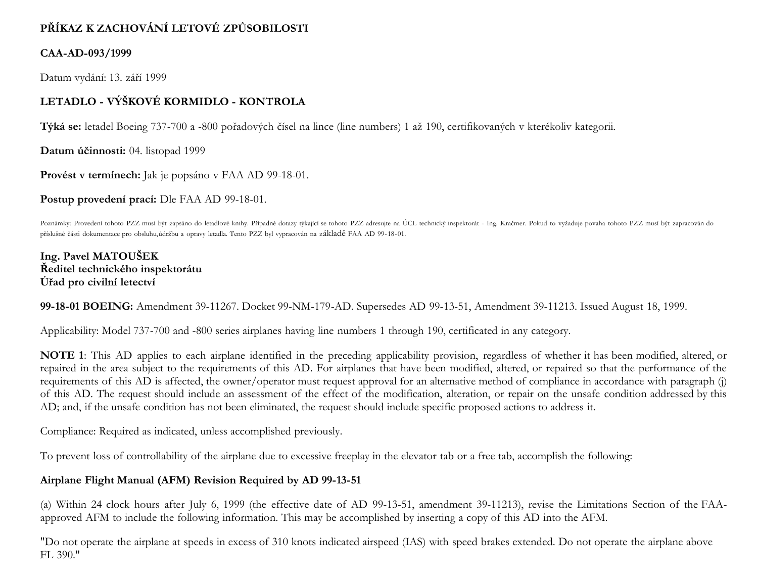**PŘÍKAZ K ZACHOVÁNÍ LETOVÉ ZPŮSOBILOSTI**

**CAA-AD-093/1999**

Datum vydání: 13. září 1999

**LETADLO - VÝŠKOVÉ KORMIDLO - KONTROLA**

**Týká se:** letadel Boeing 737-700 a -800 pořadových čísel na lince (line numbers) 1 až 190, certifikovaných v kterékoliv kategorii.

**Datum účinnosti:** 04. listopad 1999

**Provést v termínech:** Jak je popsáno v FAA AD 99-18-01.

**Postup provedení prací:** Dle FAA AD 99-18-01.

Poznámky: Provedení tohoto PZZ musí být zapsáno do letadlové knihy. Případné dotazy týkající se tohoto PZZ adresujte na ÚCL technický inspektorát - Ing. Kračmer. Pokud to vyžaduje povaha tohoto PZZ musí být zapracován do příslušné části dokumentace pro obsluhu,údržbu a opravy letadla. Tento PZZ byl vypracován na základě FAA AD 99-18-01.

**Ing. Pavel MATOUŠEK**
**Ředitel technického inspektorátu**
**Úřad pro civilní letectví**

**99-18-01 BOEING:** Amendment 39-11267. Docket 99-NM-179-AD. Supersedes AD 99-13-51, Amendment 39-11213. Issued August 18, 1999.

Applicability: Model 737-700 and -800 series airplanes having line numbers 1 through 190, certificated in any category.

**NOTE 1**: This AD applies to each airplane identified in the preceding applicability provision, regardless of whether it has been modified, altered, or repaired in the area subject to the requirements of this AD. For airplanes that have been modified, altered, or repaired so that the performance of the requirements of this AD is affected, the owner/operator must request approval for an alternative method of compliance in accordance with paragraph (j) of this AD. The request should include an assessment of the effect of the modification, alteration, or repair on the unsafe condition addressed by this AD; and, if the unsafe condition has not been eliminated, the request should include specific proposed actions to address it.

Compliance: Required as indicated, unless accomplished previously.

To prevent loss of controllability of the airplane due to excessive freeplay in the elevator tab or a free tab, accomplish the following:

**Airplane Flight Manual (AFM) Revision Required by AD 99-13-51**

(a) Within 24 clock hours after July 6, 1999 (the effective date of AD 99-13-51, amendment 39-11213), revise the Limitations Section of the FAA-approved AFM to include the following information. This may be accomplished by inserting a copy of this AD into the AFM.

"Do not operate the airplane at speeds in excess of 310 knots indicated airspeed (IAS) with speed brakes extended. Do not operate the airplane above FL 390."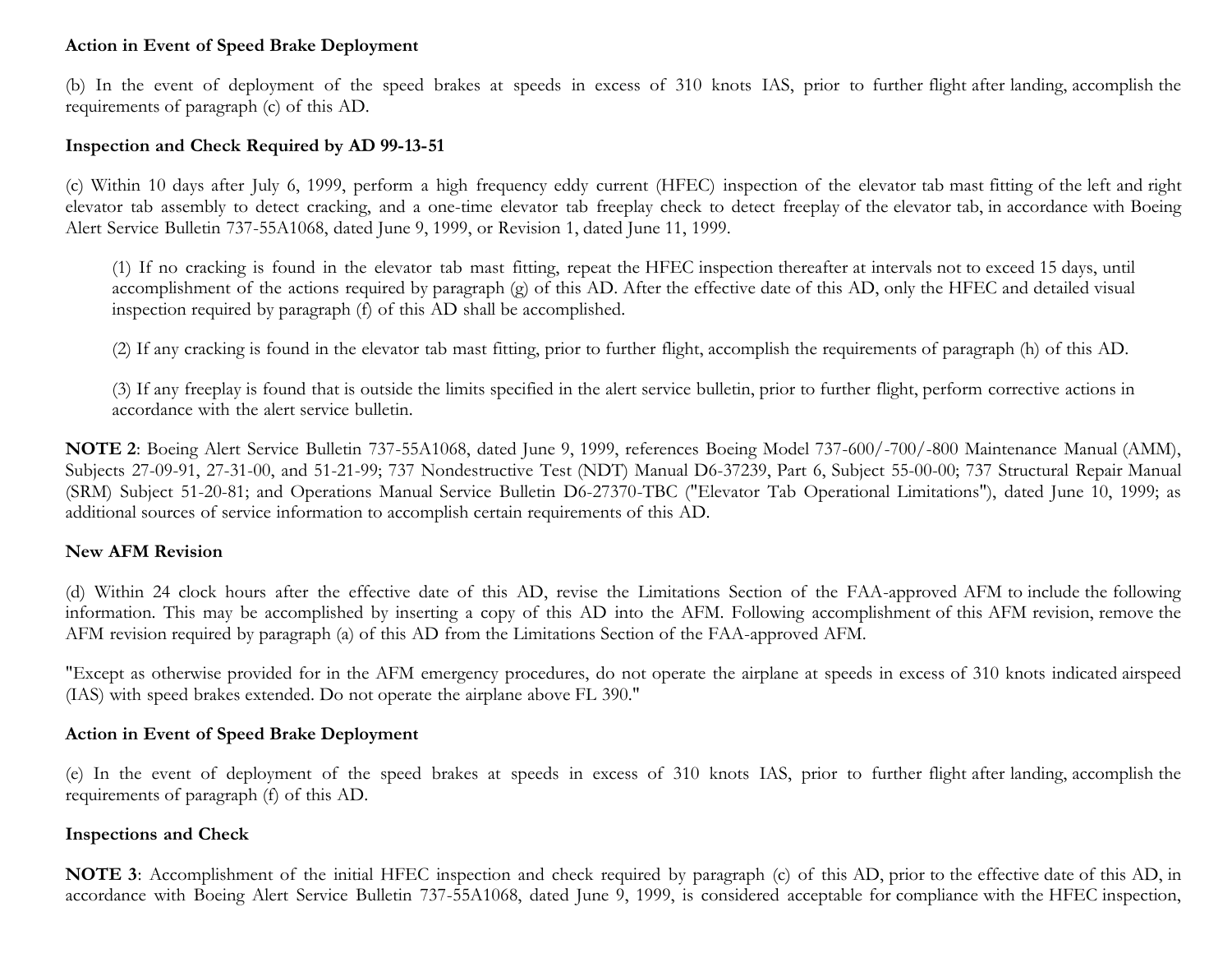**Action in Event of Speed Brake Deployment**

(b) In the event of deployment of the speed brakes at speeds in excess of 310 knots IAS, prior to further flight after landing, accomplish the requirements of paragraph (c) of this AD.

**Inspection and Check Required by AD 99-13-51**

(c) Within 10 days after July 6, 1999, perform a high frequency eddy current (HFEC) inspection of the elevator tab mast fitting of the left and right elevator tab assembly to detect cracking, and a one-time elevator tab freeplay check to detect freeplay of the elevator tab, in accordance with Boeing Alert Service Bulletin 737-55A1068, dated June 9, 1999, or Revision 1, dated June 11, 1999.

> (1) If no cracking is found in the elevator tab mast fitting, repeat the HFEC inspection thereafter at intervals not to exceed 15 days, until accomplishment of the actions required by paragraph (g) of this AD. After the effective date of this AD, only the HFEC and detailed visual inspection required by paragraph (f) of this AD shall be accomplished.
>
> (2) If any cracking is found in the elevator tab mast fitting, prior to further flight, accomplish the requirements of paragraph (h) of this AD.
>
> (3) If any freeplay is found that is outside the limits specified in the alert service bulletin, prior to further flight, perform corrective actions in accordance with the alert service bulletin.

**NOTE 2**: Boeing Alert Service Bulletin 737-55A1068, dated June 9, 1999, references Boeing Model 737-600/-700/-800 Maintenance Manual (AMM), Subjects 27-09-91, 27-31-00, and 51-21-99; 737 Nondestructive Test (NDT) Manual D6-37239, Part 6, Subject 55-00-00; 737 Structural Repair Manual (SRM) Subject 51-20-81; and Operations Manual Service Bulletin D6-27370-TBC ("Elevator Tab Operational Limitations"), dated June 10, 1999; as additional sources of service information to accomplish certain requirements of this AD.

**New AFM Revision**

(d) Within 24 clock hours after the effective date of this AD, revise the Limitations Section of the FAA-approved AFM to include the following information. This may be accomplished by inserting a copy of this AD into the AFM. Following accomplishment of this AFM revision, remove the AFM revision required by paragraph (a) of this AD from the Limitations Section of the FAA-approved AFM.

"Except as otherwise provided for in the AFM emergency procedures, do not operate the airplane at speeds in excess of 310 knots indicated airspeed (IAS) with speed brakes extended. Do not operate the airplane above FL 390."

**Action in Event of Speed Brake Deployment**

(e) In the event of deployment of the speed brakes at speeds in excess of 310 knots IAS, prior to further flight after landing, accomplish the requirements of paragraph (f) of this AD.

**Inspections and Check**

**NOTE 3**: Accomplishment of the initial HFEC inspection and check required by paragraph (c) of this AD, prior to the effective date of this AD, in accordance with Boeing Alert Service Bulletin 737-55A1068, dated June 9, 1999, is considered acceptable for compliance with the HFEC inspection,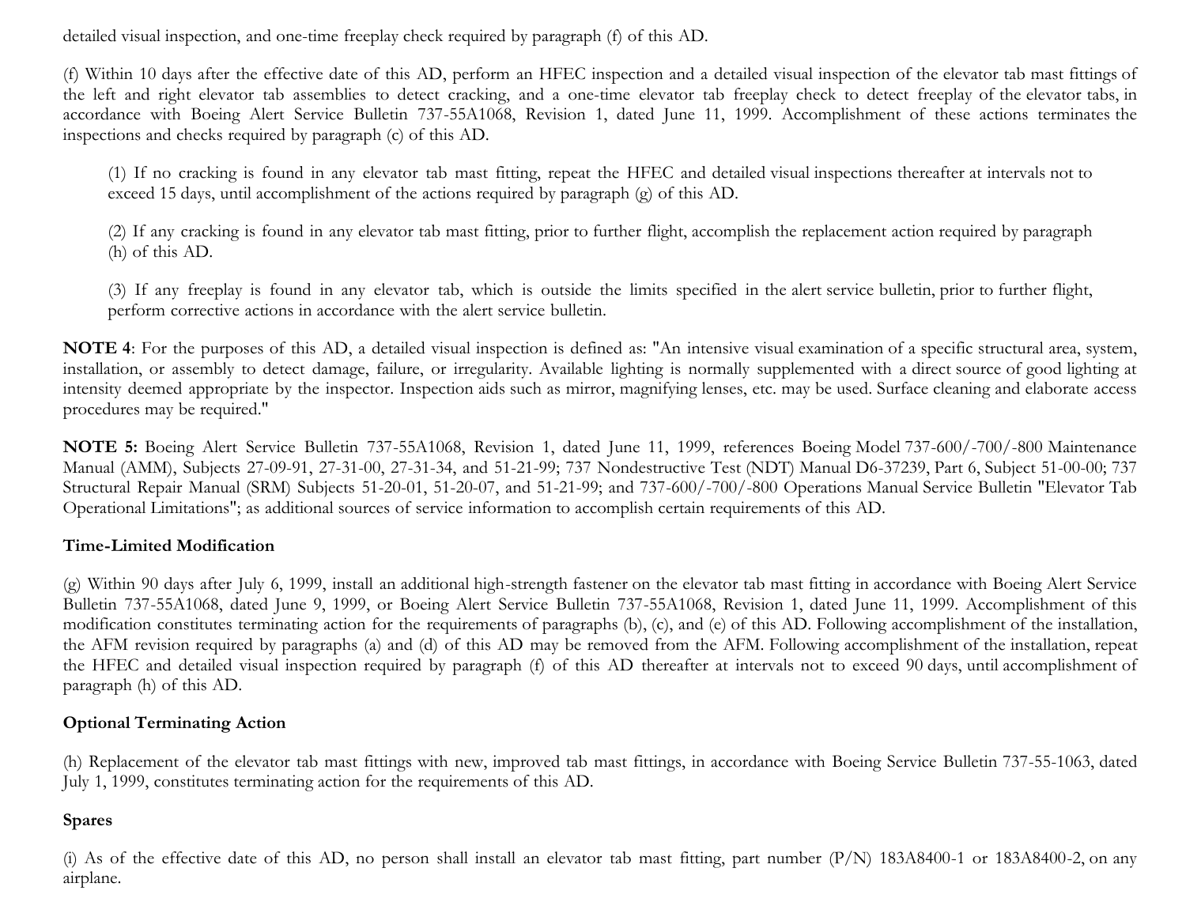detailed visual inspection, and one-time freeplay check required by paragraph (f) of this AD.

(f) Within 10 days after the effective date of this AD, perform an HFEC inspection and a detailed visual inspection of the elevator tab mast fittings of the left and right elevator tab assemblies to detect cracking, and a one-time elevator tab freeplay check to detect freeplay of the elevator tabs, in accordance with Boeing Alert Service Bulletin 737-55A1068, Revision 1, dated June 11, 1999. Accomplishment of these actions terminates the inspections and checks required by paragraph (c) of this AD.

> (1) If no cracking is found in any elevator tab mast fitting, repeat the HFEC and detailed visual inspections thereafter at intervals not to exceed 15 days, until accomplishment of the actions required by paragraph (g) of this AD.
>
> (2) If any cracking is found in any elevator tab mast fitting, prior to further flight, accomplish the replacement action required by paragraph (h) of this AD.
>
> (3) If any freeplay is found in any elevator tab, which is outside the limits specified in the alert service bulletin, prior to further flight, perform corrective actions in accordance with the alert service bulletin.

**NOTE 4**: For the purposes of this AD, a detailed visual inspection is defined as: "An intensive visual examination of a specific structural area, system, installation, or assembly to detect damage, failure, or irregularity. Available lighting is normally supplemented with a direct source of good lighting at intensity deemed appropriate by the inspector. Inspection aids such as mirror, magnifying lenses, etc. may be used. Surface cleaning and elaborate access procedures may be required."

**NOTE 5:** Boeing Alert Service Bulletin 737-55A1068, Revision 1, dated June 11, 1999, references Boeing Model 737-600/-700/-800 Maintenance Manual (AMM), Subjects 27-09-91, 27-31-00, 27-31-34, and 51-21-99; 737 Nondestructive Test (NDT) Manual D6-37239, Part 6, Subject 51-00-00; 737 Structural Repair Manual (SRM) Subjects 51-20-01, 51-20-07, and 51-21-99; and 737-600/-700/-800 Operations Manual Service Bulletin "Elevator Tab Operational Limitations"; as additional sources of service information to accomplish certain requirements of this AD.

**Time-Limited Modification**

(g) Within 90 days after July 6, 1999, install an additional high-strength fastener on the elevator tab mast fitting in accordance with Boeing Alert Service Bulletin 737-55A1068, dated June 9, 1999, or Boeing Alert Service Bulletin 737-55A1068, Revision 1, dated June 11, 1999. Accomplishment of this modification constitutes terminating action for the requirements of paragraphs (b), (c), and (e) of this AD. Following accomplishment of the installation, the AFM revision required by paragraphs (a) and (d) of this AD may be removed from the AFM. Following accomplishment of the installation, repeat the HFEC and detailed visual inspection required by paragraph (f) of this AD thereafter at intervals not to exceed 90 days, until accomplishment of paragraph (h) of this AD.

**Optional Terminating Action**

(h) Replacement of the elevator tab mast fittings with new, improved tab mast fittings, in accordance with Boeing Service Bulletin 737-55-1063, dated July 1, 1999, constitutes terminating action for the requirements of this AD.

**Spares**

(i) As of the effective date of this AD, no person shall install an elevator tab mast fitting, part number (P/N) 183A8400-1 or 183A8400-2, on any airplane.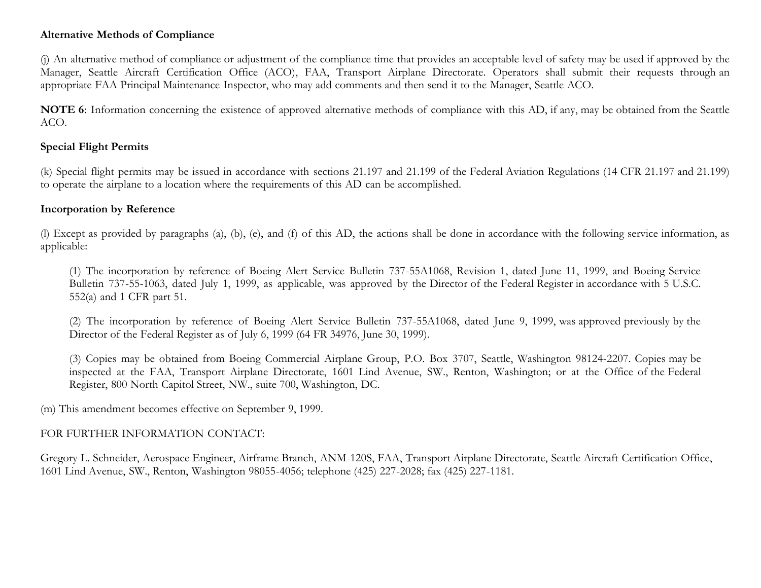**Alternative Methods of Compliance**

(j) An alternative method of compliance or adjustment of the compliance time that provides an acceptable level of safety may be used if approved by the Manager, Seattle Aircraft Certification Office (ACO), FAA, Transport Airplane Directorate. Operators shall submit their requests through an appropriate FAA Principal Maintenance Inspector, who may add comments and then send it to the Manager, Seattle ACO.

**NOTE 6**: Information concerning the existence of approved alternative methods of compliance with this AD, if any, may be obtained from the Seattle ACO.

**Special Flight Permits**

(k) Special flight permits may be issued in accordance with sections 21.197 and 21.199 of the Federal Aviation Regulations (14 CFR 21.197 and 21.199) to operate the airplane to a location where the requirements of this AD can be accomplished.

**Incorporation by Reference**

(l) Except as provided by paragraphs (a), (b), (e), and (f) of this AD, the actions shall be done in accordance with the following service information, as applicable:

(1) The incorporation by reference of Boeing Alert Service Bulletin 737-55A1068, Revision 1, dated June 11, 1999, and Boeing Service Bulletin 737-55-1063, dated July 1, 1999, as applicable, was approved by the Director of the Federal Register in accordance with 5 U.S.C. 552(a) and 1 CFR part 51.

(2) The incorporation by reference of Boeing Alert Service Bulletin 737-55A1068, dated June 9, 1999, was approved previously by the Director of the Federal Register as of July 6, 1999 (64 FR 34976, June 30, 1999).

(3) Copies may be obtained from Boeing Commercial Airplane Group, P.O. Box 3707, Seattle, Washington 98124-2207. Copies may be inspected at the FAA, Transport Airplane Directorate, 1601 Lind Avenue, SW., Renton, Washington; or at the Office of the Federal Register, 800 North Capitol Street, NW., suite 700, Washington, DC.

(m) This amendment becomes effective on September 9, 1999.

FOR FURTHER INFORMATION CONTACT:

Gregory L. Schneider, Aerospace Engineer, Airframe Branch, ANM-120S, FAA, Transport Airplane Directorate, Seattle Aircraft Certification Office, 1601 Lind Avenue, SW., Renton, Washington 98055-4056; telephone (425) 227-2028; fax (425) 227-1181.